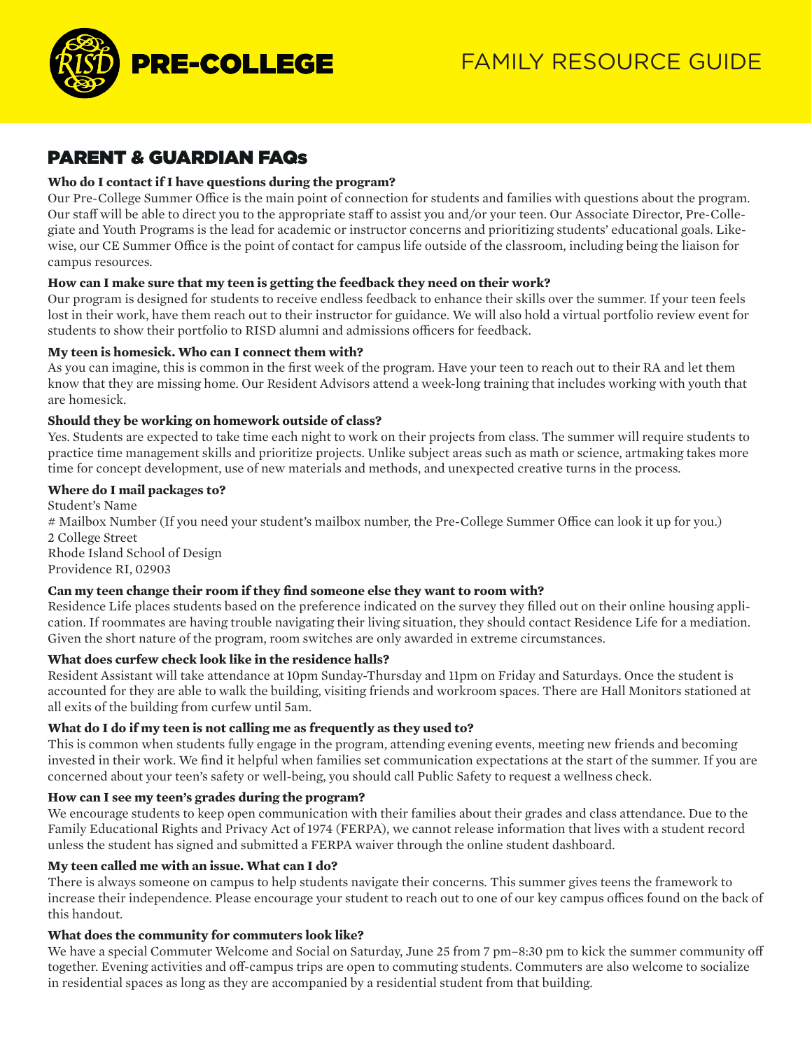# PRE-COLLEGE — FAMILY RESOURCE GUIDE

## PARENT & GUARDIAN FAQs

**Who do I contact if I have questions during the program?**
Our Pre-College Summer Office is the main point of connection for students and families with questions about the program. Our staff will be able to direct you to the appropriate staff to assist you and/or your teen. Our Associate Director, Pre-Collegiate and Youth Programs is the lead for academic or instructor concerns and prioritizing students' educational goals. Likewise, our CE Summer Office is the point of contact for campus life outside of the classroom, including being the liaison for campus resources.

**How can I make sure that my teen is getting the feedback they need on their work?**
Our program is designed for students to receive endless feedback to enhance their skills over the summer. If your teen feels lost in their work, have them reach out to their instructor for guidance. We will also hold a virtual portfolio review event for students to show their portfolio to RISD alumni and admissions officers for feedback.

**My teen is homesick. Who can I connect them with?**
As you can imagine, this is common in the first week of the program. Have your teen to reach out to their RA and let them know that they are missing home. Our Resident Advisors attend a week-long training that includes working with youth that are homesick.

**Should they be working on homework outside of class?**
Yes. Students are expected to take time each night to work on their projects from class. The summer will require students to practice time management skills and prioritize projects. Unlike subject areas such as math or science, artmaking takes more time for concept development, use of new materials and methods, and unexpected creative turns in the process.

**Where do I mail packages to?**
Student's Name
# Mailbox Number (If you need your student's mailbox number, the Pre-College Summer Office can look it up for you.)
2 College Street
Rhode Island School of Design
Providence RI, 02903

**Can my teen change their room if they find someone else they want to room with?**
Residence Life places students based on the preference indicated on the survey they filled out on their online housing application. If roommates are having trouble navigating their living situation, they should contact Residence Life for a mediation. Given the short nature of the program, room switches are only awarded in extreme circumstances.

**What does curfew check look like in the residence halls?**
Resident Assistant will take attendance at 10pm Sunday-Thursday and 11pm on Friday and Saturdays. Once the student is accounted for they are able to walk the building, visiting friends and workroom spaces. There are Hall Monitors stationed at all exits of the building from curfew until 5am.

**What do I do if my teen is not calling me as frequently as they used to?**
This is common when students fully engage in the program, attending evening events, meeting new friends and becoming invested in their work. We find it helpful when families set communication expectations at the start of the summer. If you are concerned about your teen's safety or well-being, you should call Public Safety to request a wellness check.

**How can I see my teen's grades during the program?**
We encourage students to keep open communication with their families about their grades and class attendance. Due to the Family Educational Rights and Privacy Act of 1974 (FERPA), we cannot release information that lives with a student record unless the student has signed and submitted a FERPA waiver through the online student dashboard.

**My teen called me with an issue. What can I do?**
There is always someone on campus to help students navigate their concerns. This summer gives teens the framework to increase their independence. Please encourage your student to reach out to one of our key campus offices found on the back of this handout.

**What does the community for commuters look like?**
We have a special Commuter Welcome and Social on Saturday, June 25 from 7 pm–8:30 pm to kick the summer community off together. Evening activities and off-campus trips are open to commuting students. Commuters are also welcome to socialize in residential spaces as long as they are accompanied by a residential student from that building.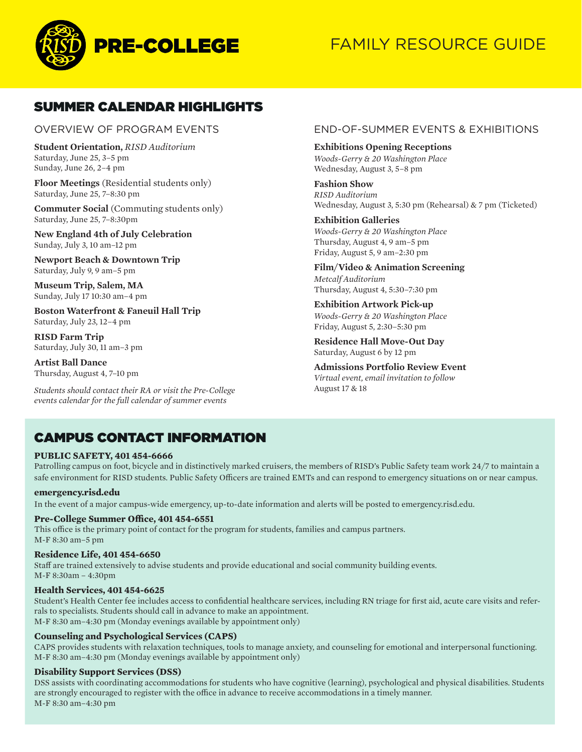# PRE-COLLEGE

# FAMILY RESOURCE GUIDE

## SUMMER CALENDAR HIGHLIGHTS

### OVERVIEW OF PROGRAM EVENTS

**Student Orientation,** *RISD Auditorium*
Saturday, June 25, 3–5 pm
Sunday, June 26, 2–4 pm

**Floor Meetings** (Residential students only)
Saturday, June 25, 7–8:30 pm

**Commuter Social** (Commuting students only)
Saturday, June 25, 7–8:30pm

**New England 4th of July Celebration**
Sunday, July 3, 10 am–12 pm

**Newport Beach & Downtown Trip**
Saturday, July 9, 9 am–5 pm

**Museum Trip, Salem, MA**
Sunday, July 17 10:30 am–4 pm

**Boston Waterfront & Faneuil Hall Trip**
Saturday, July 23, 12–4 pm

**RISD Farm Trip**
Saturday, July 30, 11 am–3 pm

**Artist Ball Dance**
Thursday, August 4, 7–10 pm

*Students should contact their RA or visit the Pre-College events calendar for the full calendar of summer events*

### END-OF-SUMMER EVENTS & EXHIBITIONS

**Exhibitions Opening Receptions**
*Woods-Gerry & 20 Washington Place*
Wednesday, August 3, 5–8 pm

**Fashion Show**
*RISD Auditorium*
Wednesday, August 3, 5:30 pm (Rehearsal) & 7 pm (Ticketed)

**Exhibition Galleries**
*Woods-Gerry & 20 Washington Place*
Thursday, August 4, 9 am–5 pm
Friday, August 5, 9 am–2:30 pm

**Film/Video & Animation Screening**
*Metcalf Auditorium*
Thursday, August 4, 5:30–7:30 pm

**Exhibition Artwork Pick-up**
*Woods-Gerry & 20 Washington Place*
Friday, August 5, 2:30–5:30 pm

**Residence Hall Move-Out Day**
Saturday, August 6 by 12 pm

**Admissions Portfolio Review Event**
*Virtual event, email invitation to follow*
August 17 & 18

## CAMPUS CONTACT INFORMATION

**PUBLIC SAFETY, 401 454-6666**
Patrolling campus on foot, bicycle and in distinctively marked cruisers, the members of RISD's Public Safety team work 24/7 to maintain a safe environment for RISD students. Public Safety Officers are trained EMTs and can respond to emergency situations on or near campus.

**emergency.risd.edu**
In the event of a major campus-wide emergency, up-to-date information and alerts will be posted to emergency.risd.edu.

**Pre-College Summer Office, 401 454-6551**
This office is the primary point of contact for the program for students, families and campus partners.
M-F 8:30 am–5 pm

**Residence Life, 401 454-6650**
Staff are trained extensively to advise students and provide educational and social community building events.
M-F 8:30am – 4:30pm

**Health Services, 401 454-6625**
Student's Health Center fee includes access to confidential healthcare services, including RN triage for first aid, acute care visits and referrals to specialists. Students should call in advance to make an appointment.
M-F 8:30 am–4:30 pm (Monday evenings available by appointment only)

**Counseling and Psychological Services (CAPS)**
CAPS provides students with relaxation techniques, tools to manage anxiety, and counseling for emotional and interpersonal functioning.
M-F 8:30 am–4:30 pm (Monday evenings available by appointment only)

**Disability Support Services (DSS)**
DSS assists with coordinating accommodations for students who have cognitive (learning), psychological and physical disabilities. Students are strongly encouraged to register with the office in advance to receive accommodations in a timely manner.
M-F 8:30 am–4:30 pm